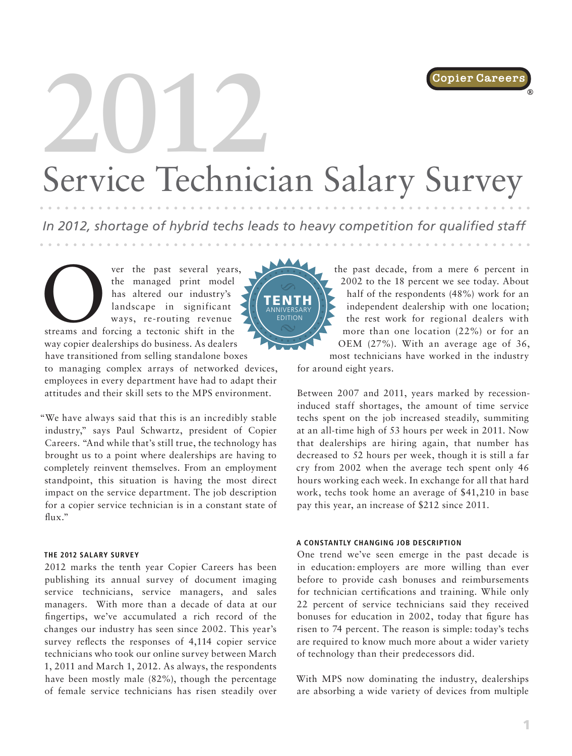# 2012 Service Technician Salary Survey

*In 2012, shortage of hybrid techs leads to heavy competition for qualified staff*

TENTH ANNIVERSARY EDITION

Over the past several years, the managed print model has altered our industry's landscape in significant ways, re-routing revenue streams and forcing a tectonic shift in the way copier dealerships do business. As dealers have transitioned from selling standalone boxes to managing complex arrays of networked devices, employees in every department have had to adapt their attitudes and their skill sets to the MPS environment.

"We have always said that this is an incredibly stable industry," says Paul Schwartz, president of Copier Careers. "And while that's still true, the technology has brought us to a point where dealerships are having to completely reinvent themselves. From an employment standpoint, this situation is having the most direct impact on the service department. The job description for a copier service technician is in a constant state of flux."

#### THE 2012 SALARY SURVEY

2012 marks the tenth year Copier Careers has been publishing its annual survey of document imaging service technicians, service managers, and sales managers. With more than a decade of data at our fingertips, we've accumulated a rich record of the changes our industry has seen since 2002. This year's survey reflects the responses of 4,114 copier service technicians who took our online survey between March 1, 2011 and March 1, 2012. As always, the respondents have been mostly male (82%), though the percentage of female service technicians has risen steadily over the past decade, from a mere 6 percent in 2002 to the 18 percent we see today. About half of the respondents (48%) work for an independent dealership with one location; the rest work for regional dealers with more than one location (22%) or for an OEM (27%). With an average age of 36, most technicians have worked in the industry for around eight years.

Between 2007 and 2011, years marked by recession-induced staff shortages, the amount of time service techs spent on the job increased steadily, summiting at an all-time high of 53 hours per week in 2011. Now that dealerships are hiring again, that number has decreased to 52 hours per week, though it is still a far cry from 2002 when the average tech spent only 46 hours working each week. In exchange for all that hard work, techs took home an average of $41,210 in base pay this year, an increase of $212 since 2011.

#### A CONSTANTLY CHANGING JOB DESCRIPTION

One trend we've seen emerge in the past decade is in education: employers are more willing than ever before to provide cash bonuses and reimbursements for technician certifications and training. While only 22 percent of service technicians said they received bonuses for education in 2002, today that figure has risen to 74 percent. The reason is simple: today's techs are required to know much more about a wider variety of technology than their predecessors did.

With MPS now dominating the industry, dealerships are absorbing a wide variety of devices from multiple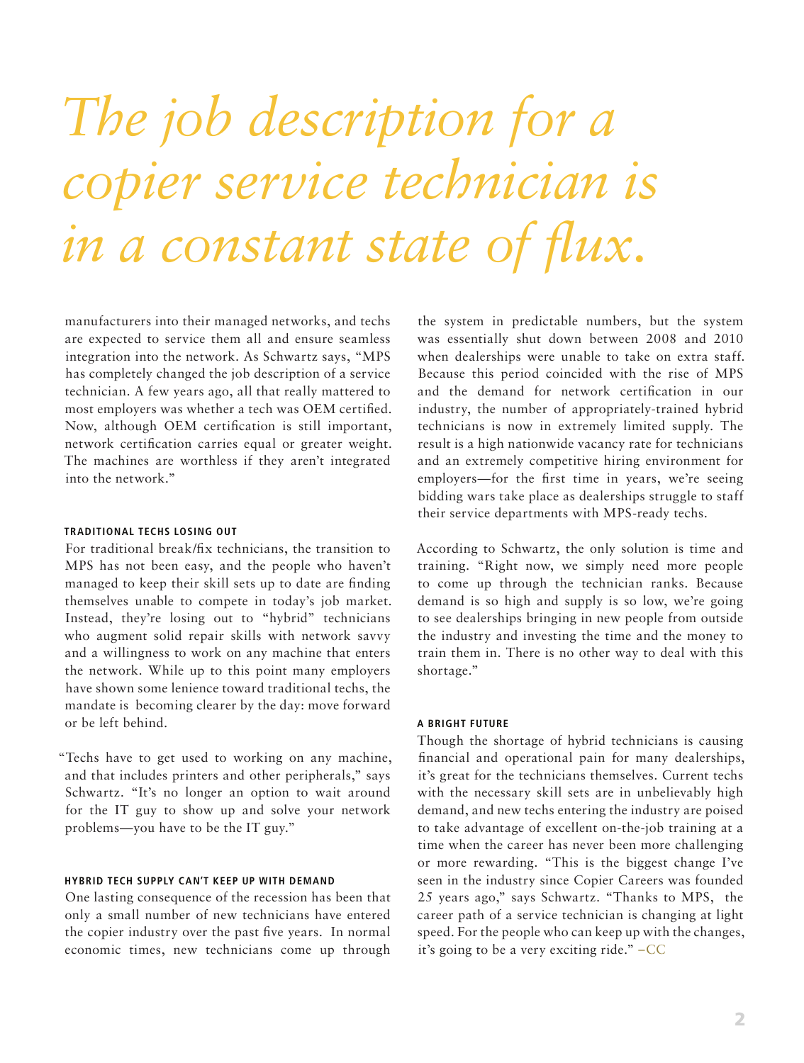# *The job description for a copier service technician is in a constant state of flux.*

manufacturers into their managed networks, and techs are expected to service them all and ensure seamless integration into the network. As Schwartz says, "MPS has completely changed the job description of a service technician. A few years ago, all that really mattered to most employers was whether a tech was OEM certified. Now, although OEM certification is still important, network certification carries equal or greater weight. The machines are worthless if they aren't integrated into the network."

#### TRADITIONAL TECHS LOSING OUT

For traditional break/fix technicians, the transition to MPS has not been easy, and the people who haven't managed to keep their skill sets up to date are finding themselves unable to compete in today's job market. Instead, they're losing out to "hybrid" technicians who augment solid repair skills with network savvy and a willingness to work on any machine that enters the network. While up to this point many employers have shown some lenience toward traditional techs, the mandate is becoming clearer by the day: move forward or be left behind.

"Techs have to get used to working on any machine, and that includes printers and other peripherals," says Schwartz. "It's no longer an option to wait around for the IT guy to show up and solve your network problems—you have to be the IT guy."

#### HYBRID TECH SUPPLY CAN'T KEEP UP WITH DEMAND

One lasting consequence of the recession has been that only a small number of new technicians have entered the copier industry over the past five years. In normal economic times, new technicians come up through the system in predictable numbers, but the system was essentially shut down between 2008 and 2010 when dealerships were unable to take on extra staff. Because this period coincided with the rise of MPS and the demand for network certification in our industry, the number of appropriately-trained hybrid technicians is now in extremely limited supply. The result is a high nationwide vacancy rate for technicians and an extremely competitive hiring environment for employers—for the first time in years, we're seeing bidding wars take place as dealerships struggle to staff their service departments with MPS-ready techs.

According to Schwartz, the only solution is time and training. "Right now, we simply need more people to come up through the technician ranks. Because demand is so high and supply is so low, we're going to see dealerships bringing in new people from outside the industry and investing the time and the money to train them in. There is no other way to deal with this shortage."

#### A BRIGHT FUTURE

Though the shortage of hybrid technicians is causing financial and operational pain for many dealerships, it's great for the technicians themselves. Current techs with the necessary skill sets are in unbelievably high demand, and new techs entering the industry are poised to take advantage of excellent on-the-job training at a time when the career has never been more challenging or more rewarding. "This is the biggest change I've seen in the industry since Copier Careers was founded 25 years ago," says Schwartz. "Thanks to MPS, the career path of a service technician is changing at light speed. For the people who can keep up with the changes, it's going to be a very exciting ride." –CC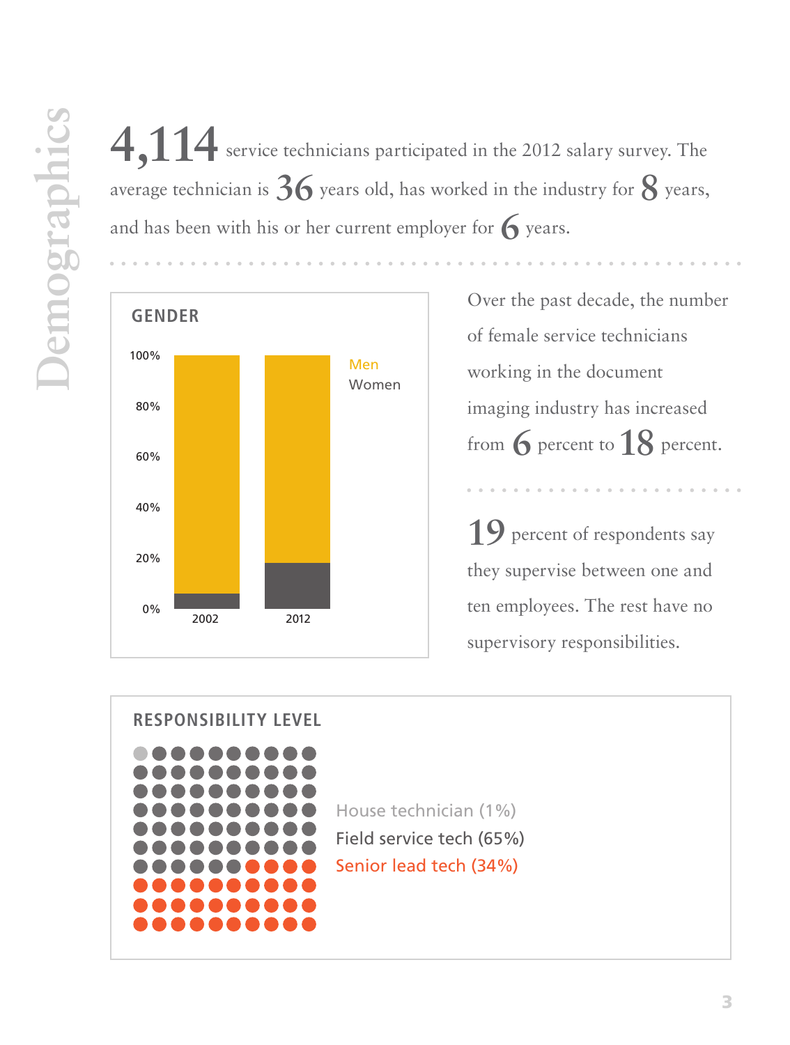# Demographics

**4,114** service technicians participated in the 2012 salary survey. The average technician is **36** years old, has worked in the industry for **8** years, and has been with his or her current employer for **6** years.

## GENDER

- Men
- Women

| | 2002 | 2012 |
|---|---|---|
| Axis | 0%–100% | 0%–100% |

Over the past decade, the number of female service technicians working in the document imaging industry has increased from **6** percent to **18** percent.

**19** percent of respondents say they supervise between one and ten employees. The rest have no supervisory responsibilities.

## RESPONSIBILITY LEVEL

- House technician (1%)
- Field service tech (65%)
- Senior lead tech (34%)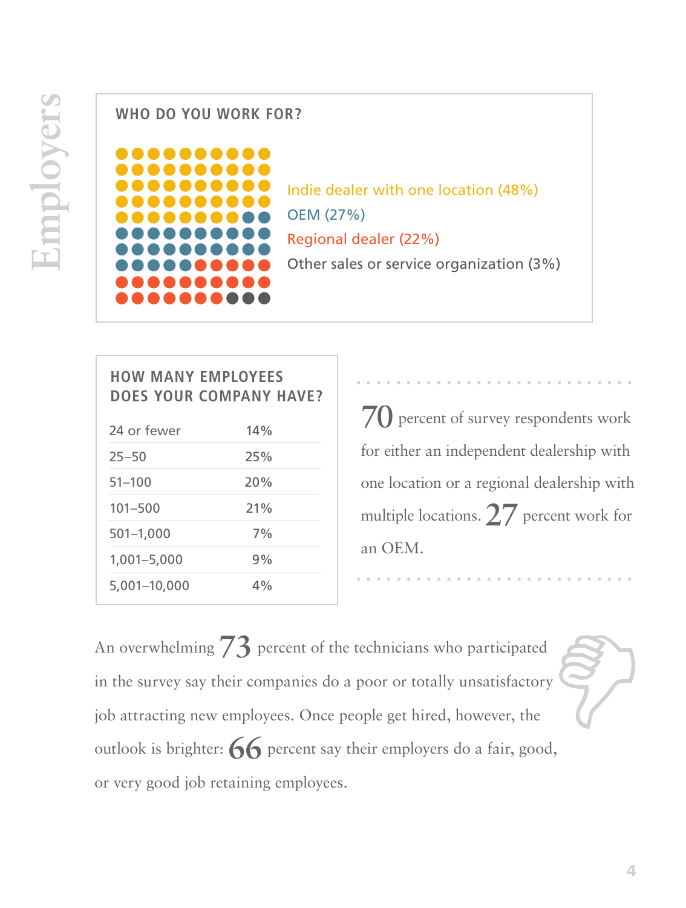# Employers

## WHO DO YOU WORK FOR?

- Indie dealer with one location (48%)
- OEM (27%)
- Regional dealer (22%)
- Other sales or service organization (3%)

## HOW MANY EMPLOYEES DOES YOUR COMPANY HAVE?

| Employees | Percent |
|---|---|
| 24 or fewer | 14% |
| 25–50 | 25% |
| 51–100 | 20% |
| 101–500 | 21% |
| 501–1,000 | 7% |
| 1,001–5,000 | 9% |
| 5,001–10,000 | 4% |

**70** percent of survey respondents work for either an independent dealership with one location or a regional dealership with multiple locations. **27** percent work for an OEM.

An overwhelming **73** percent of the technicians who participated in the survey say their companies do a poor or totally unsatisfactory job attracting new employees. Once people get hired, however, the outlook is brighter: **66** percent say their employers do a fair, good, or very good job retaining employees.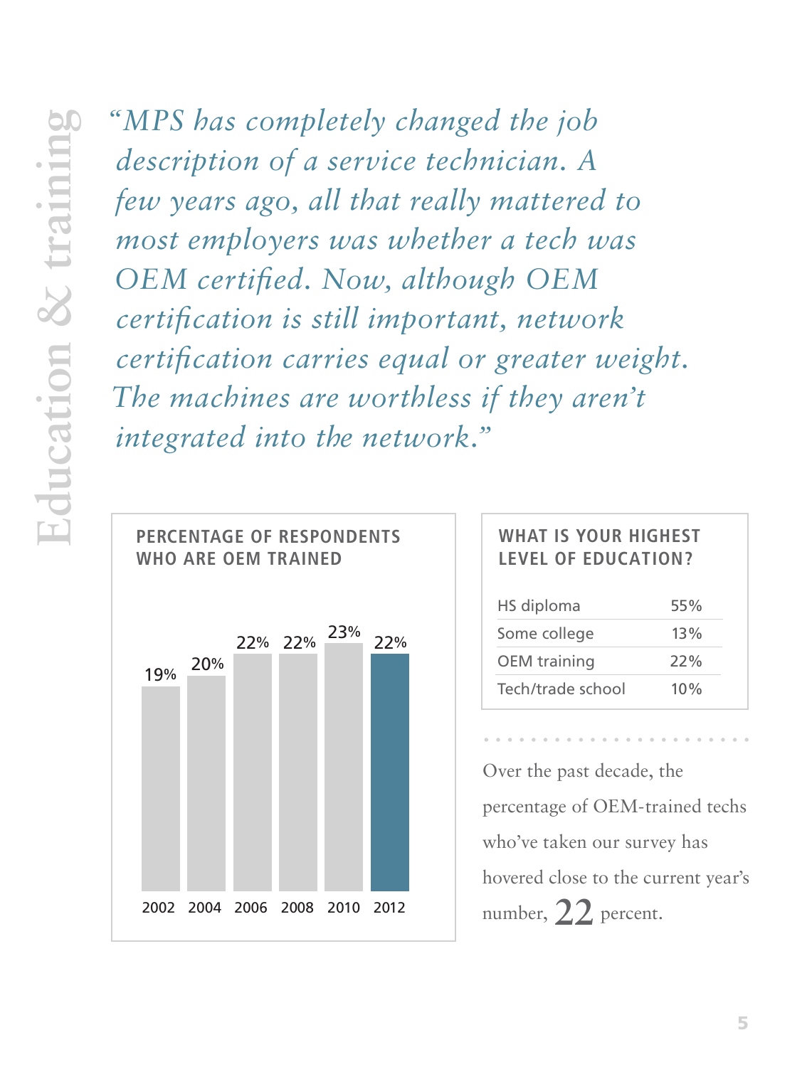# Education & training

*"MPS has completely changed the job description of a service technician. A few years ago, all that really mattered to most employers was whether a tech was OEM certified. Now, although OEM certification is still important, network certification carries equal or greater weight. The machines are worthless if they aren't integrated into the network."*

**PERCENTAGE OF RESPONDENTS WHO ARE OEM TRAINED**

| Year | Percentage |
|---|---|
| 2002 | 19% |
| 2004 | 20% |
| 2006 | 22% |
| 2008 | 22% |
| 2010 | 23% |
| 2012 | 22% |

**WHAT IS YOUR HIGHEST LEVEL OF EDUCATION?**

| Level | Percentage |
|---|---|
| HS diploma | 55% |
| Some college | 13% |
| OEM training | 22% |
| Tech/trade school | 10% |

Over the past decade, the percentage of OEM-trained techs who've taken our survey has hovered close to the current year's number, 22 percent.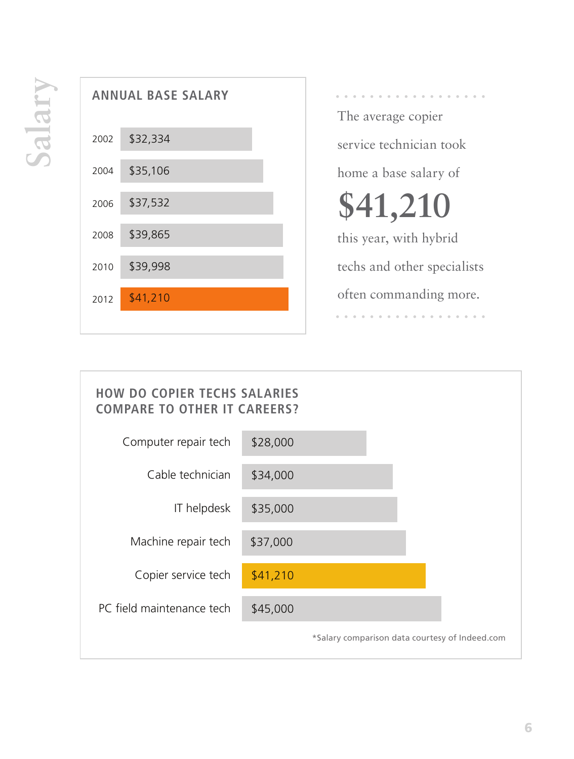# Salary

## ANNUAL BASE SALARY

| Year | Salary |
|---|---|
| 2002 | $32,334 |
| 2004 | $35,106 |
| 2006 | $37,532 |
| 2008 | $39,865 |
| 2010 | $39,998 |
| 2012 | $41,210 |

The average copier service technician took home a base salary of

**$41,210**

this year, with hybrid techs and other specialists often commanding more.

## HOW DO COPIER TECHS SALARIES COMPARE TO OTHER IT CAREERS?

| Career | Salary |
|---|---|
| Computer repair tech | $28,000 |
| Cable technician | $34,000 |
| IT helpdesk | $35,000 |
| Machine repair tech | $37,000 |
| Copier service tech | $41,210 |
| PC field maintenance tech | $45,000 |

*Salary comparison data courtesy of Indeed.com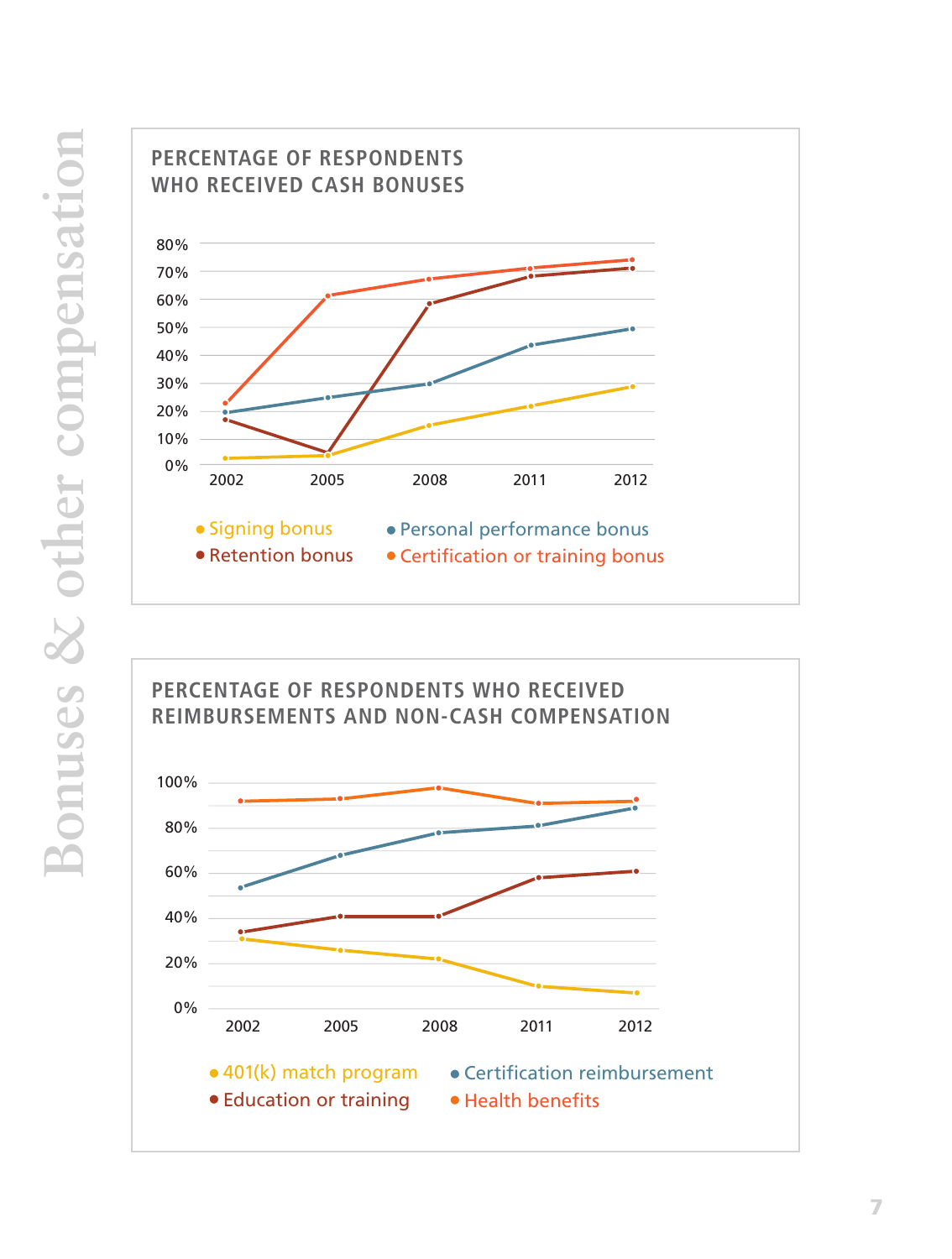# Bonuses & other compensation

## PERCENTAGE OF RESPONDENTS WHO RECEIVED CASH BONUSES

80%
70%
60%
50%
40%
30%
20%
10%
0%

2002 2005 2008 2011 2012

- Signing bonus
- Personal performance bonus
- Retention bonus
- Certification or training bonus

## PERCENTAGE OF RESPONDENTS WHO RECEIVED REIMBURSEMENTS AND NON-CASH COMPENSATION

100%
80%
60%
40%
20%
0%

2002 2005 2008 2011 2012

- 401(k) match program
- Certification reimbursement
- Education or training
- Health benefits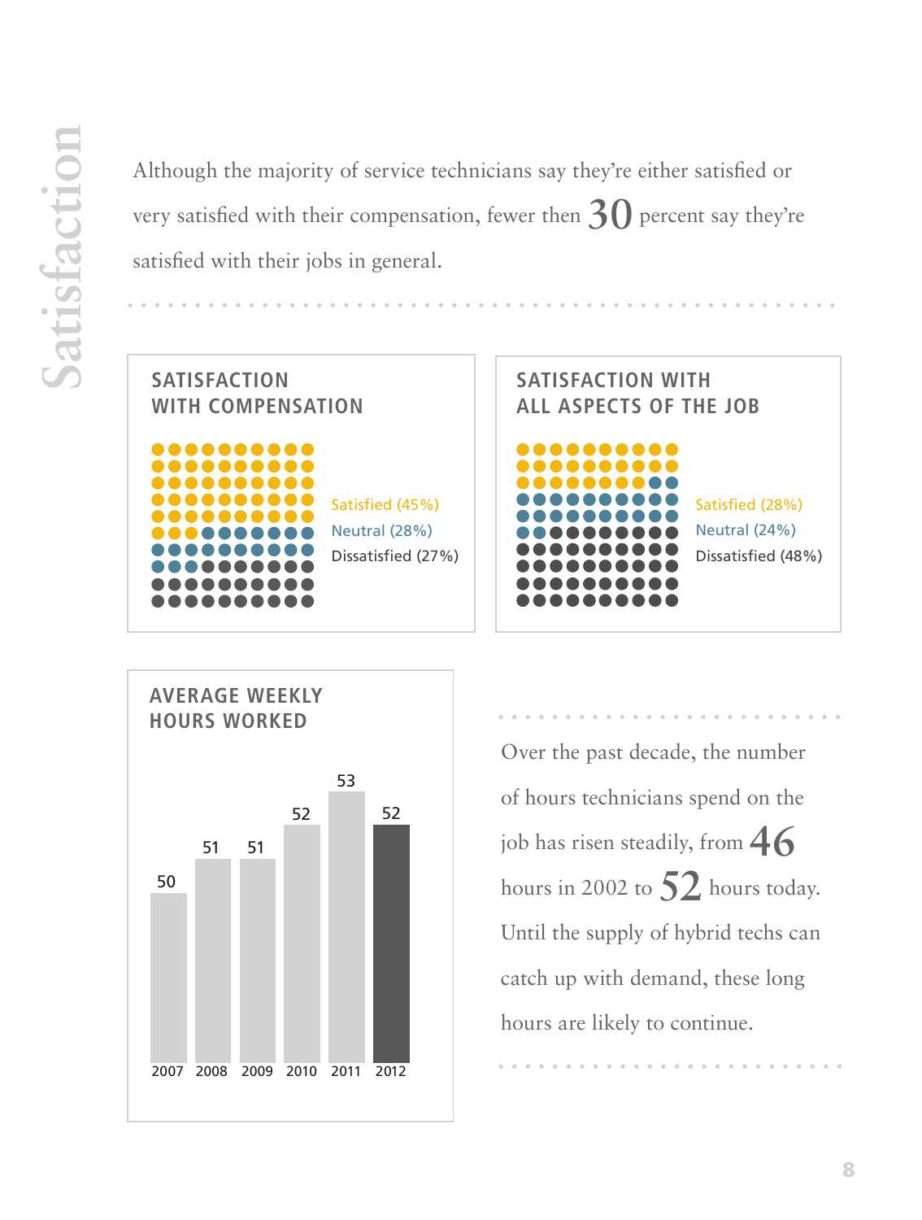# Satisfaction

Although the majority of service technicians say they're either satisfied or very satisfied with their compensation, fewer then 30 percent say they're satisfied with their jobs in general.

## SATISFACTION WITH COMPENSATION

- Satisfied (45%)
- Neutral (28%)
- Dissatisfied (27%)

## SATISFACTION WITH ALL ASPECTS OF THE JOB

- Satisfied (28%)
- Neutral (24%)
- Dissatisfied (48%)

## AVERAGE WEEKLY HOURS WORKED

| Year | Hours |
| --- | --- |
| 2007 | 50 |
| 2008 | 51 |
| 2009 | 51 |
| 2010 | 52 |
| 2011 | 53 |
| 2012 | 52 |

Over the past decade, the number of hours technicians spend on the job has risen steadily, from 46 hours in 2002 to 52 hours today. Until the supply of hybrid techs can catch up with demand, these long hours are likely to continue.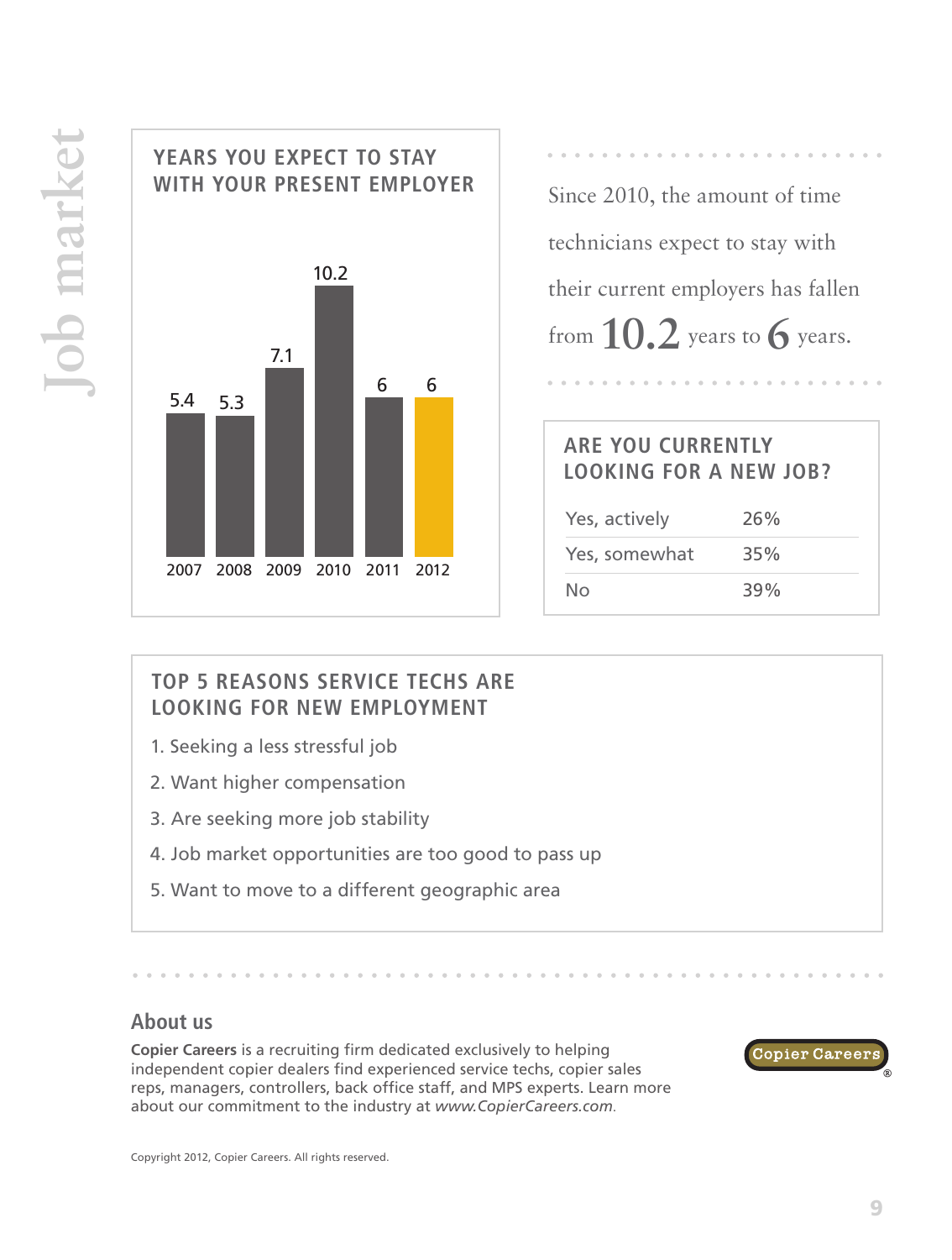# Job market

## YEARS YOU EXPECT TO STAY WITH YOUR PRESENT EMPLOYER

5.4
5.3
7.1
10.2
6
6

2007 2008 2009 2010 2011 2012

Since 2010, the amount of time technicians expect to stay with their current employers has fallen from **10.2** years to **6** years.

## ARE YOU CURRENTLY LOOKING FOR A NEW JOB?

| | |
|---|---|
| Yes, actively | 26% |
| Yes, somewhat | 35% |
| No | 39% |

## TOP 5 REASONS SERVICE TECHS ARE LOOKING FOR NEW EMPLOYMENT

1. Seeking a less stressful job
2. Want higher compensation
3. Are seeking more job stability
4. Job market opportunities are too good to pass up
5. Want to move to a different geographic area

## About us

**Copier Careers** is a recruiting firm dedicated exclusively to helping independent copier dealers find experienced service techs, copier sales reps, managers, controllers, back office staff, and MPS experts. Learn more about our commitment to the industry at *www.CopierCareers.com*.

Copier Careers®

Copyright 2012, Copier Careers. All rights reserved.